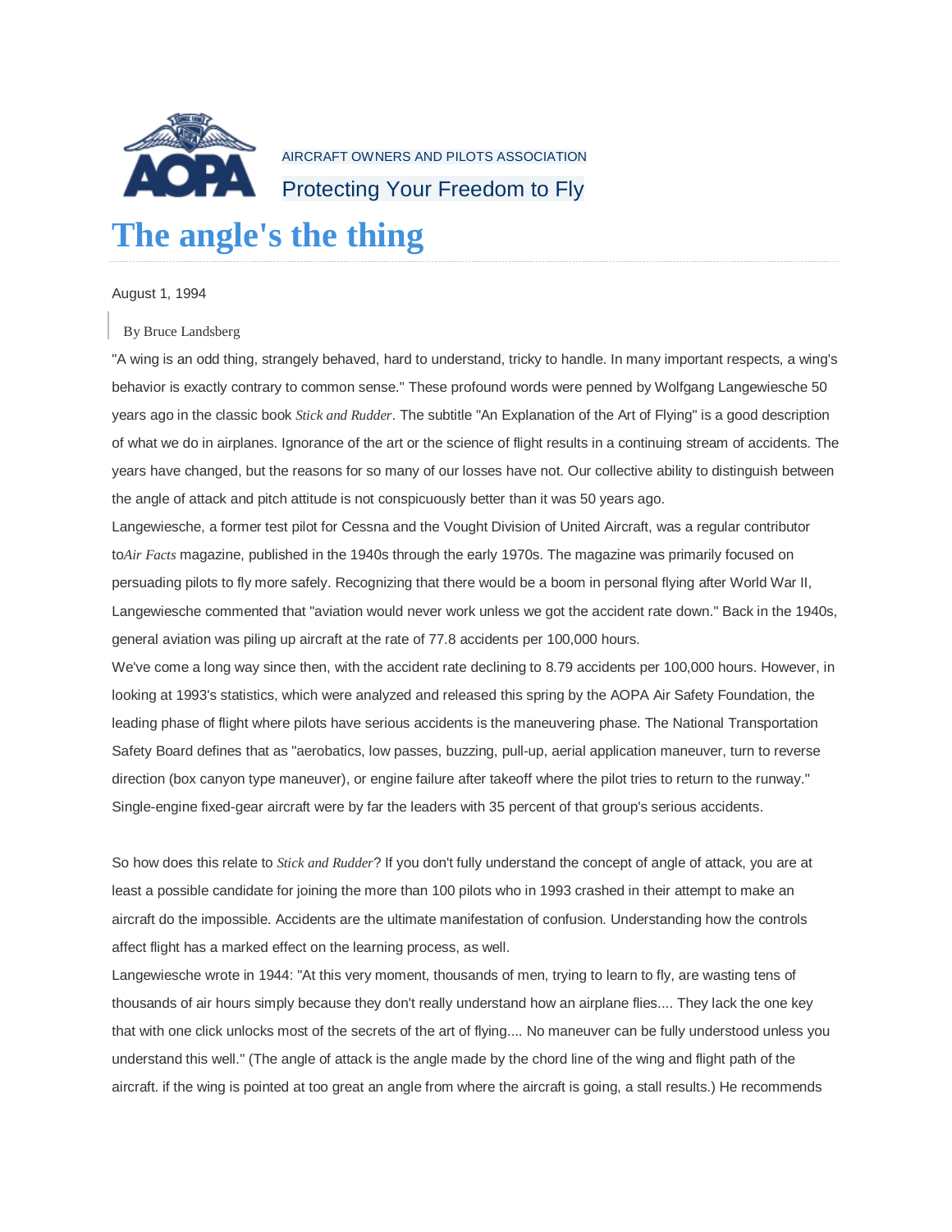AIRCRAFT OWNERS AND PILOTS ASSOCIATION

Protecting Your Freedom to Fly

# The angle's the thing

August 1, 1994

By Bruce Landsberg

"A wing is an odd thing, strangely behaved, hard to understand, tricky to handle. In many important respects, a wing's behavior is exactly contrary to common sense." These profound words were penned by Wolfgang Langewiesche 50 years ago in the classic book *Stick and Rudder*. The subtitle "An Explanation of the Art of Flying" is a good description of what we do in airplanes. Ignorance of the art or the science of flight results in a continuing stream of accidents. The years have changed, but the reasons for so many of our losses have not. Our collective ability to distinguish between the angle of attack and pitch attitude is not conspicuously better than it was 50 years ago.

Langewiesche, a former test pilot for Cessna and the Vought Division of United Aircraft, was a regular contributor to*Air Facts* magazine, published in the 1940s through the early 1970s. The magazine was primarily focused on persuading pilots to fly more safely. Recognizing that there would be a boom in personal flying after World War II, Langewiesche commented that "aviation would never work unless we got the accident rate down." Back in the 1940s, general aviation was piling up aircraft at the rate of 77.8 accidents per 100,000 hours.

We've come a long way since then, with the accident rate declining to 8.79 accidents per 100,000 hours. However, in looking at 1993's statistics, which were analyzed and released this spring by the AOPA Air Safety Foundation, the leading phase of flight where pilots have serious accidents is the maneuvering phase. The National Transportation Safety Board defines that as "aerobatics, low passes, buzzing, pull-up, aerial application maneuver, turn to reverse direction (box canyon type maneuver), or engine failure after takeoff where the pilot tries to return to the runway." Single-engine fixed-gear aircraft were by far the leaders with 35 percent of that group's serious accidents.

So how does this relate to *Stick and Rudder*? If you don't fully understand the concept of angle of attack, you are at least a possible candidate for joining the more than 100 pilots who in 1993 crashed in their attempt to make an aircraft do the impossible. Accidents are the ultimate manifestation of confusion. Understanding how the controls affect flight has a marked effect on the learning process, as well.

Langewiesche wrote in 1944: "At this very moment, thousands of men, trying to learn to fly, are wasting tens of thousands of air hours simply because they don't really understand how an airplane flies.... They lack the one key that with one click unlocks most of the secrets of the art of flying.... No maneuver can be fully understood unless you understand this well." (The angle of attack is the angle made by the chord line of the wing and flight path of the aircraft. if the wing is pointed at too great an angle from where the aircraft is going, a stall results.) He recommends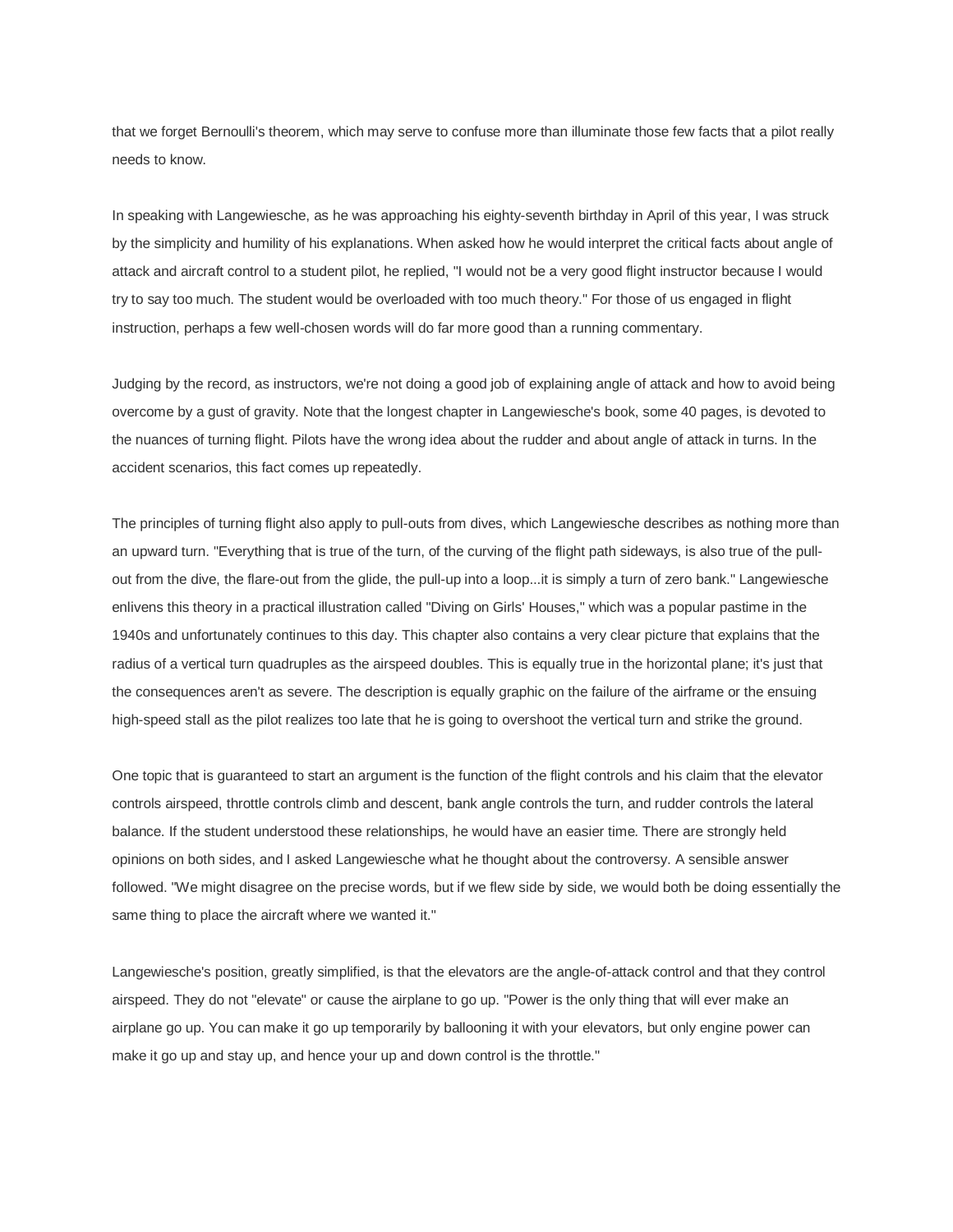that we forget Bernoulli's theorem, which may serve to confuse more than illuminate those few facts that a pilot really needs to know.

In speaking with Langewiesche, as he was approaching his eighty-seventh birthday in April of this year, I was struck by the simplicity and humility of his explanations. When asked how he would interpret the critical facts about angle of attack and aircraft control to a student pilot, he replied, "I would not be a very good flight instructor because I would try to say too much. The student would be overloaded with too much theory." For those of us engaged in flight instruction, perhaps a few well-chosen words will do far more good than a running commentary.

Judging by the record, as instructors, we're not doing a good job of explaining angle of attack and how to avoid being overcome by a gust of gravity. Note that the longest chapter in Langewiesche's book, some 40 pages, is devoted to the nuances of turning flight. Pilots have the wrong idea about the rudder and about angle of attack in turns. In the accident scenarios, this fact comes up repeatedly.

The principles of turning flight also apply to pull-outs from dives, which Langewiesche describes as nothing more than an upward turn. "Everything that is true of the turn, of the curving of the flight path sideways, is also true of the pull-out from the dive, the flare-out from the glide, the pull-up into a loop...it is simply a turn of zero bank." Langewiesche enlivens this theory in a practical illustration called "Diving on Girls' Houses," which was a popular pastime in the 1940s and unfortunately continues to this day. This chapter also contains a very clear picture that explains that the radius of a vertical turn quadruples as the airspeed doubles. This is equally true in the horizontal plane; it's just that the consequences aren't as severe. The description is equally graphic on the failure of the airframe or the ensuing high-speed stall as the pilot realizes too late that he is going to overshoot the vertical turn and strike the ground.

One topic that is guaranteed to start an argument is the function of the flight controls and his claim that the elevator controls airspeed, throttle controls climb and descent, bank angle controls the turn, and rudder controls the lateral balance. If the student understood these relationships, he would have an easier time. There are strongly held opinions on both sides, and I asked Langewiesche what he thought about the controversy. A sensible answer followed. "We might disagree on the precise words, but if we flew side by side, we would both be doing essentially the same thing to place the aircraft where we wanted it."

Langewiesche's position, greatly simplified, is that the elevators are the angle-of-attack control and that they control airspeed. They do not "elevate" or cause the airplane to go up. "Power is the only thing that will ever make an airplane go up. You can make it go up temporarily by ballooning it with your elevators, but only engine power can make it go up and stay up, and hence your up and down control is the throttle."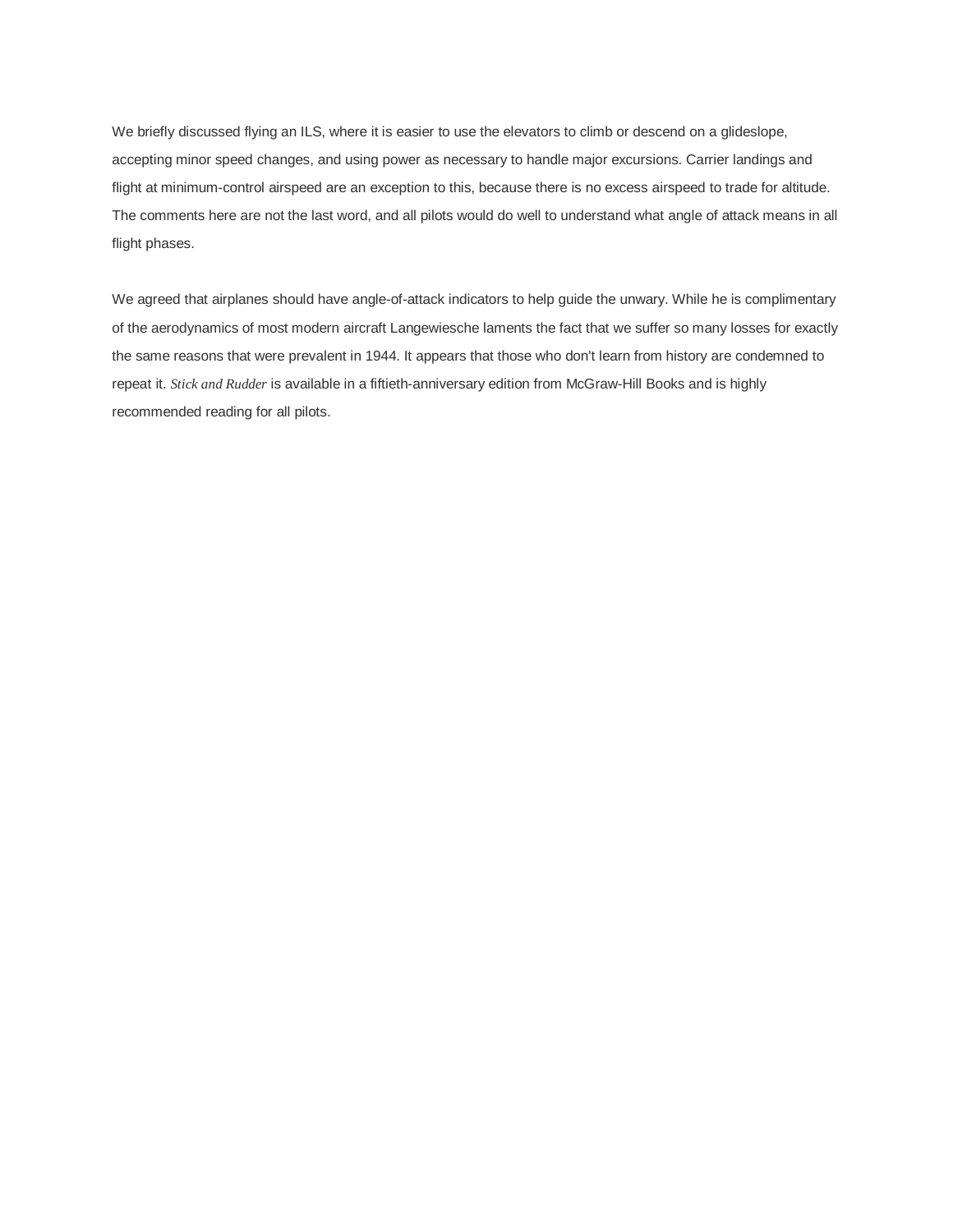We briefly discussed flying an ILS, where it is easier to use the elevators to climb or descend on a glideslope, accepting minor speed changes, and using power as necessary to handle major excursions. Carrier landings and flight at minimum-control airspeed are an exception to this, because there is no excess airspeed to trade for altitude. The comments here are not the last word, and all pilots would do well to understand what angle of attack means in all flight phases.

We agreed that airplanes should have angle-of-attack indicators to help guide the unwary. While he is complimentary of the aerodynamics of most modern aircraft Langewiesche laments the fact that we suffer so many losses for exactly the same reasons that were prevalent in 1944. It appears that those who don't learn from history are condemned to repeat it. *Stick and Rudder* is available in a fiftieth-anniversary edition from McGraw-Hill Books and is highly recommended reading for all pilots.